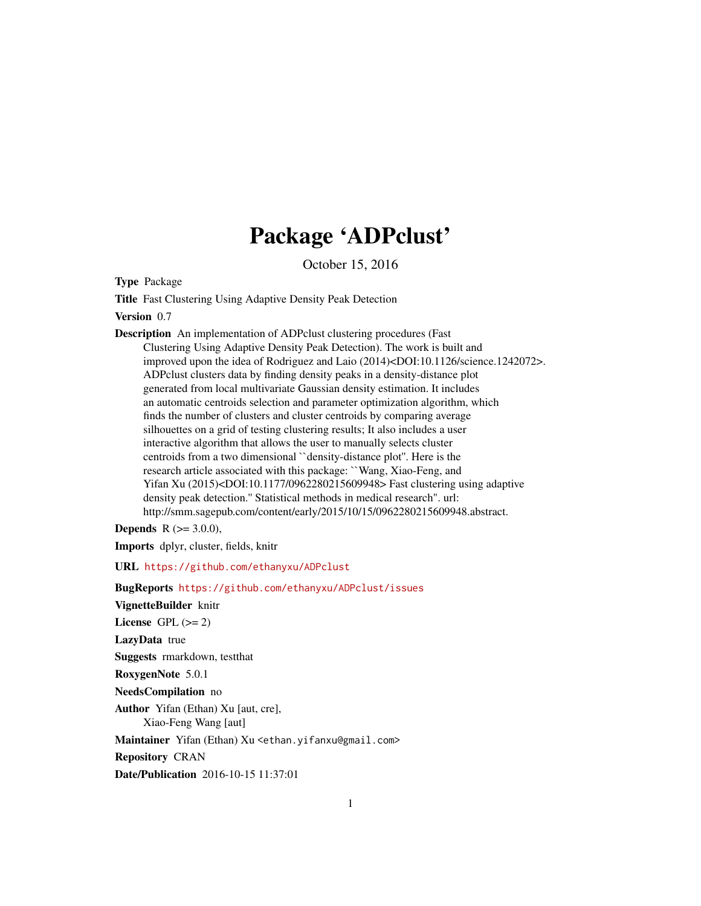# Package 'ADPclust'

October 15, 2016

**Type** Package

**Title** Fast Clustering Using Adaptive Density Peak Detection

**Version** 0.7

**Description** An implementation of ADPclust clustering procedures (Fast Clustering Using Adaptive Density Peak Detection). The work is built and improved upon the idea of Rodriguez and Laio (2014)<DOI:10.1126/science.1242072>. ADPclust clusters data by finding density peaks in a density-distance plot generated from local multivariate Gaussian density estimation. It includes an automatic centroids selection and parameter optimization algorithm, which finds the number of clusters and cluster centroids by comparing average silhouettes on a grid of testing clustering results; It also includes a user interactive algorithm that allows the user to manually selects cluster centroids from a two dimensional ``density-distance plot''. Here is the research article associated with this package: ``Wang, Xiao-Feng, and Yifan Xu (2015)<DOI:10.1177/0962280215609948> Fast clustering using adaptive density peak detection.'' Statistical methods in medical research''. url: http://smm.sagepub.com/content/early/2015/10/15/0962280215609948.abstract.

**Depends** R (>= 3.0.0),

**Imports** dplyr, cluster, fields, knitr

**URL** https://github.com/ethanyxu/ADPclust

**BugReports** https://github.com/ethanyxu/ADPclust/issues

**VignetteBuilder** knitr

**License** GPL (>= 2)

**LazyData** true

**Suggests** rmarkdown, testthat

**RoxygenNote** 5.0.1

**NeedsCompilation** no

**Author** Yifan (Ethan) Xu [aut, cre],
Xiao-Feng Wang [aut]

**Maintainer** Yifan (Ethan) Xu <ethan.yifanxu@gmail.com>

**Repository** CRAN

**Date/Publication** 2016-10-15 11:37:01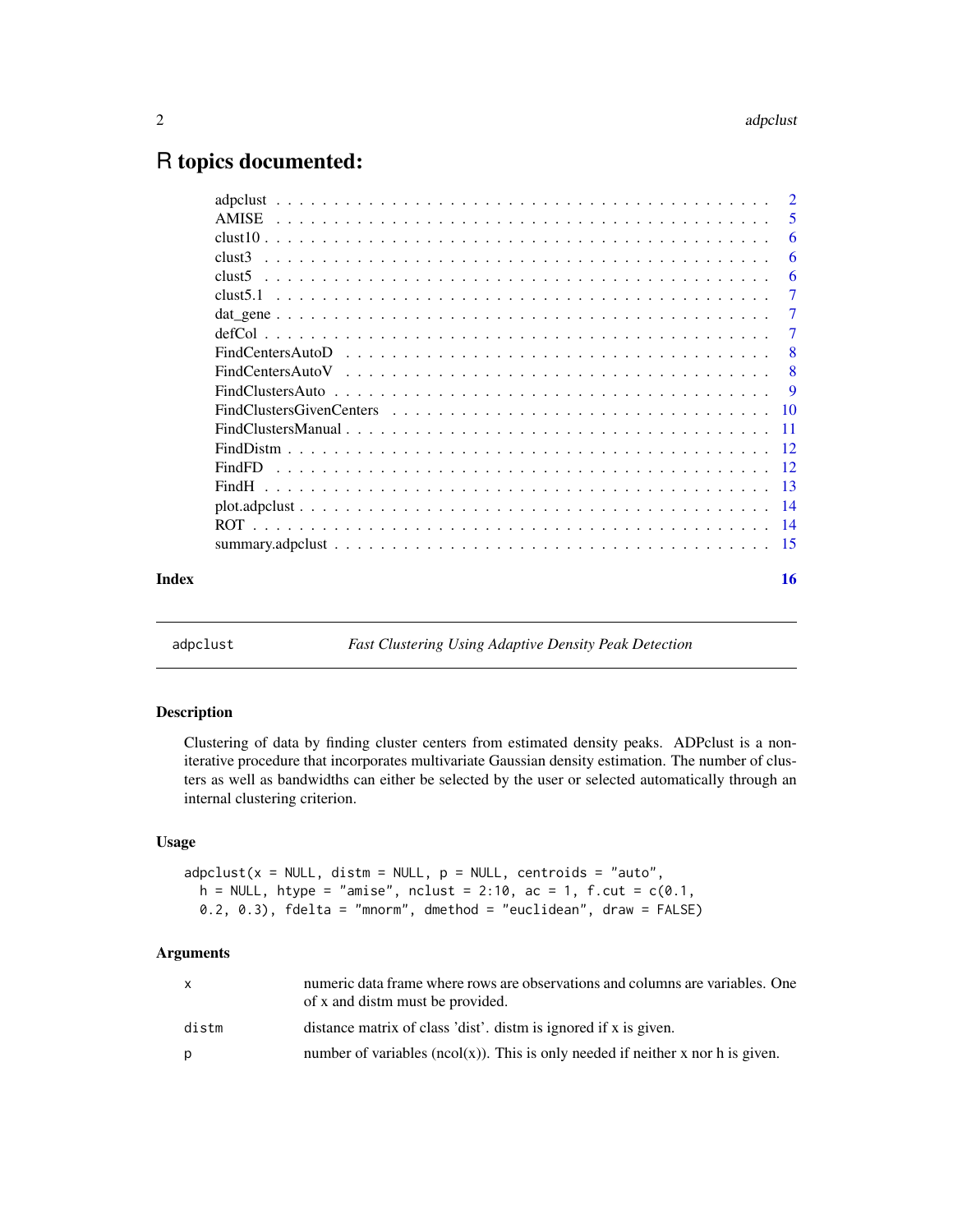# R topics documented:

| | |
|---|---|
| adpclust | 2 |
| AMISE | 5 |
| clust10 | 6 |
| clust3 | 6 |
| clust5 | 6 |
| clust5.1 | 7 |
| dat_gene | 7 |
| defCol | 7 |
| FindCentersAutoD | 8 |
| FindCentersAutoV | 8 |
| FindClustersAuto | 9 |
| FindClustersGivenCenters | 10 |
| FindClustersManual | 11 |
| FindDistm | 12 |
| FindFD | 12 |
| FindH | 13 |
| plot.adpclust | 14 |
| ROT | 14 |
| summary.adpclust | 15 |
| **Index** | **16** |

---

`adpclust` *Fast Clustering Using Adaptive Density Peak Detection*

---

## Description

Clustering of data by finding cluster centers from estimated density peaks. ADPclust is a non-iterative procedure that incorporates multivariate Gaussian density estimation. The number of clusters as well as bandwidths can either be selected by the user or selected automatically through an internal clustering criterion.

## Usage

```
adpclust(x = NULL, distm = NULL, p = NULL, centroids = "auto",
  h = NULL, htype = "amise", nclust = 2:10, ac = 1, f.cut = c(0.1,
  0.2, 0.3), fdelta = "mnorm", dmethod = "euclidean", draw = FALSE)
```

## Arguments

| | |
|---|---|
| `x` | numeric data frame where rows are observations and columns are variables. One of x and distm must be provided. |
| `distm` | distance matrix of class 'dist'. distm is ignored if x is given. |
| `p` | number of variables (ncol(x)). This is only needed if neither x nor h is given. |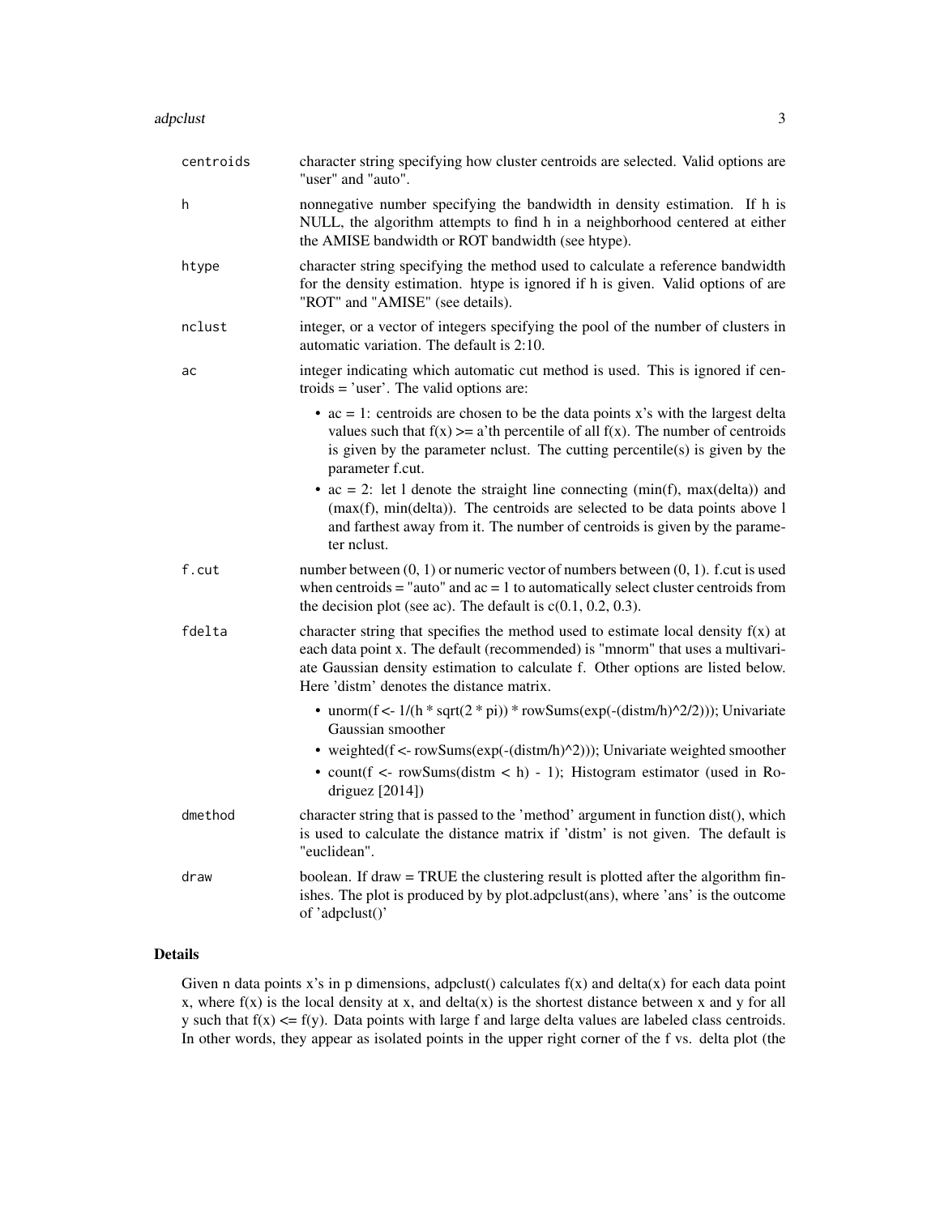| | |
|---|---|
| centroids | character string specifying how cluster centroids are selected. Valid options are "user" and "auto". |
| h | nonnegative number specifying the bandwidth in density estimation. If h is NULL, the algorithm attempts to find h in a neighborhood centered at either the AMISE bandwidth or ROT bandwidth (see htype). |
| htype | character string specifying the method used to calculate a reference bandwidth for the density estimation. htype is ignored if h is given. Valid options of are "ROT" and "AMISE" (see details). |
| nclust | integer, or a vector of integers specifying the pool of the number of clusters in automatic variation. The default is 2:10. |
| ac | integer indicating which automatic cut method is used. This is ignored if centroids = 'user'. The valid options are: • ac = 1: centroids are chosen to be the data points x's with the largest delta values such that f(x) >= a'th percentile of all f(x). The number of centroids is given by the parameter nclust. The cutting percentile(s) is given by the parameter f.cut. • ac = 2: let l denote the straight line connecting (min(f), max(delta)) and (max(f), min(delta)). The centroids are selected to be data points above l and farthest away from it. The number of centroids is given by the parameter nclust. |
| f.cut | number between (0, 1) or numeric vector of numbers between (0, 1). f.cut is used when centroids = "auto" and ac = 1 to automatically select cluster centroids from the decision plot (see ac). The default is c(0.1, 0.2, 0.3). |
| fdelta | character string that specifies the method used to estimate local density f(x) at each data point x. The default (recommended) is "mnorm" that uses a multivariate Gaussian density estimation to calculate f. Other options are listed below. Here 'distm' denotes the distance matrix. • unorm(f <- 1/(h * sqrt(2 * pi)) * rowSums(exp(-(distm/h)^2/2))); Univariate Gaussian smoother • weighted(f <- rowSums(exp(-(distm/h)^2))); Univariate weighted smoother • count(f <- rowSums(distm < h) - 1); Histogram estimator (used in Rodriguez [2014]) |
| dmethod | character string that is passed to the 'method' argument in function dist(), which is used to calculate the distance matrix if 'distm' is not given. The default is "euclidean". |
| draw | boolean. If draw = TRUE the clustering result is plotted after the algorithm finishes. The plot is produced by by plot.adpclust(ans), where 'ans' is the outcome of 'adpclust()' |

## Details

Given n data points x's in p dimensions, adpclust() calculates f(x) and delta(x) for each data point x, where f(x) is the local density at x, and delta(x) is the shortest distance between x and y for all y such that f(x) <= f(y). Data points with large f and large delta values are labeled class centroids. In other words, they appear as isolated points in the upper right corner of the f vs. delta plot (the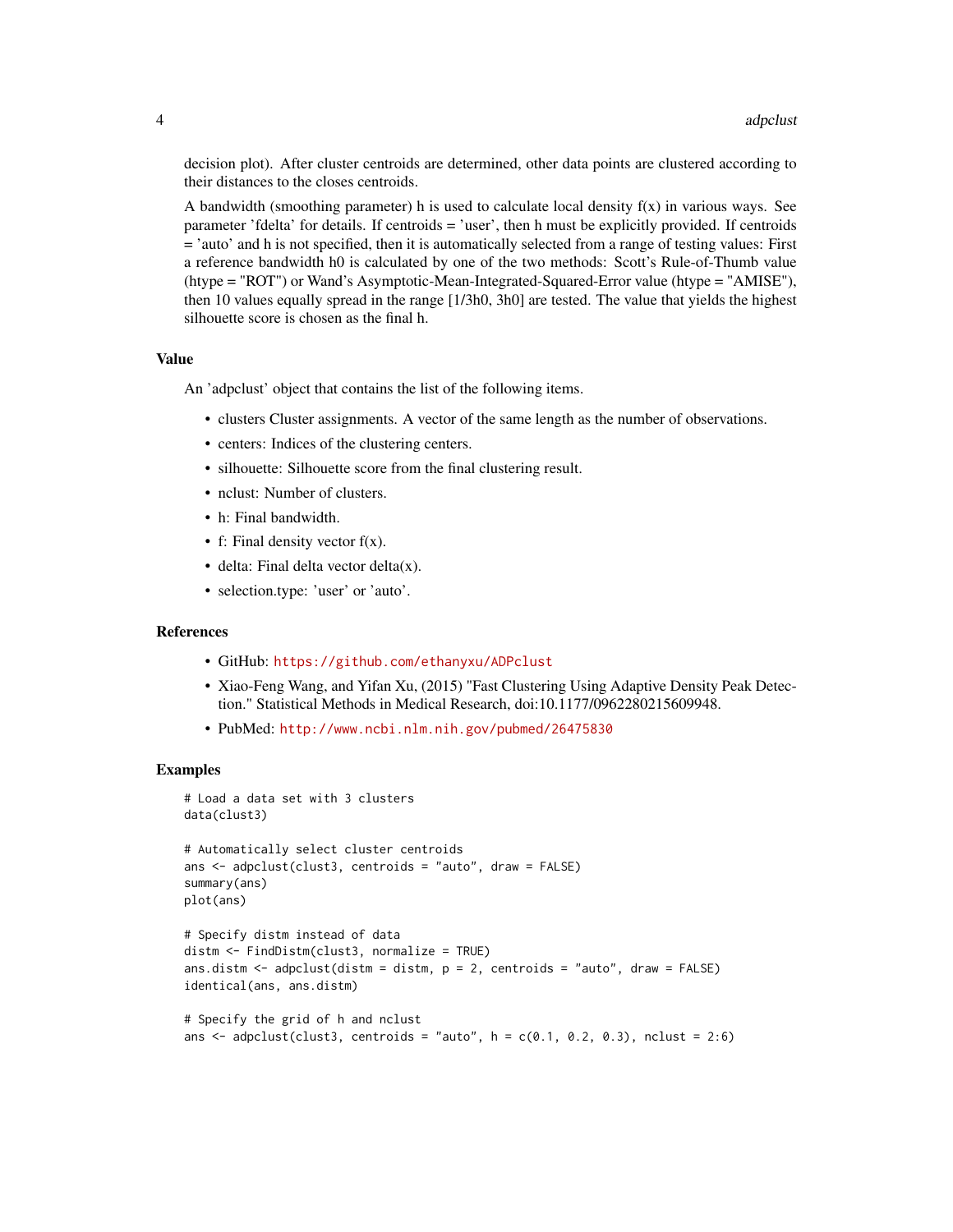decision plot). After cluster centroids are determined, other data points are clustered according to their distances to the closes centroids.

A bandwidth (smoothing parameter) h is used to calculate local density f(x) in various ways. See parameter 'fdelta' for details. If centroids = 'user', then h must be explicitly provided. If centroids = 'auto' and h is not specified, then it is automatically selected from a range of testing values: First a reference bandwidth h0 is calculated by one of the two methods: Scott's Rule-of-Thumb value (htype = "ROT") or Wand's Asymptotic-Mean-Integrated-Squared-Error value (htype = "AMISE"), then 10 values equally spread in the range [1/3h0, 3h0] are tested. The value that yields the highest silhouette score is chosen as the final h.

## Value

An 'adpclust' object that contains the list of the following items.

- clusters Cluster assignments. A vector of the same length as the number of observations.
- centers: Indices of the clustering centers.
- silhouette: Silhouette score from the final clustering result.
- nclust: Number of clusters.
- h: Final bandwidth.
- f: Final density vector f(x).
- delta: Final delta vector delta(x).
- selection.type: 'user' or 'auto'.

## References

- GitHub: https://github.com/ethanyxu/ADPclust
- Xiao-Feng Wang, and Yifan Xu, (2015) "Fast Clustering Using Adaptive Density Peak Detection." Statistical Methods in Medical Research, doi:10.1177/0962280215609948.
- PubMed: http://www.ncbi.nlm.nih.gov/pubmed/26475830

## Examples

```
# Load a data set with 3 clusters
data(clust3)

# Automatically select cluster centroids
ans <- adpclust(clust3, centroids = "auto", draw = FALSE)
summary(ans)
plot(ans)

# Specify distm instead of data
distm <- FindDistm(clust3, normalize = TRUE)
ans.distm <- adpclust(distm = distm, p = 2, centroids = "auto", draw = FALSE)
identical(ans, ans.distm)

# Specify the grid of h and nclust
ans <- adpclust(clust3, centroids = "auto", h = c(0.1, 0.2, 0.3), nclust = 2:6)
```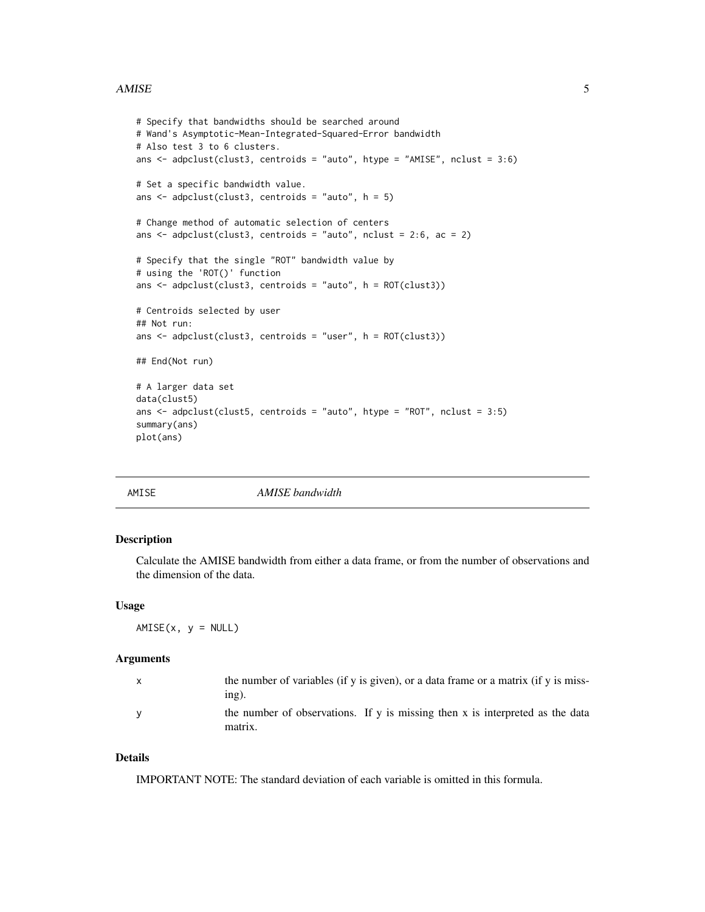```
# Specify that bandwidths should be searched around
# Wand's Asymptotic-Mean-Integrated-Squared-Error bandwidth
# Also test 3 to 6 clusters.
ans <- adpclust(clust3, centroids = "auto", htype = "AMISE", nclust = 3:6)

# Set a specific bandwidth value.
ans <- adpclust(clust3, centroids = "auto", h = 5)

# Change method of automatic selection of centers
ans <- adpclust(clust3, centroids = "auto", nclust = 2:6, ac = 2)

# Specify that the single "ROT" bandwidth value by
# using the 'ROT()' function
ans <- adpclust(clust3, centroids = "auto", h = ROT(clust3))

# Centroids selected by user
## Not run:
ans <- adpclust(clust3, centroids = "user", h = ROT(clust3))

## End(Not run)

# A larger data set
data(clust5)
ans <- adpclust(clust5, centroids = "auto", htype = "ROT", nclust = 3:5)
summary(ans)
plot(ans)
```

---

## AMISE — *AMISE bandwidth*

### Description

Calculate the AMISE bandwidth from either a data frame, or from the number of observations and the dimension of the data.

### Usage

```
AMISE(x, y = NULL)
```

### Arguments

| | |
|---|---|
| x | the number of variables (if y is given), or a data frame or a matrix (if y is missing). |
| y | the number of observations. If y is missing then x is interpreted as the data matrix. |

### Details

IMPORTANT NOTE: The standard deviation of each variable is omitted in this formula.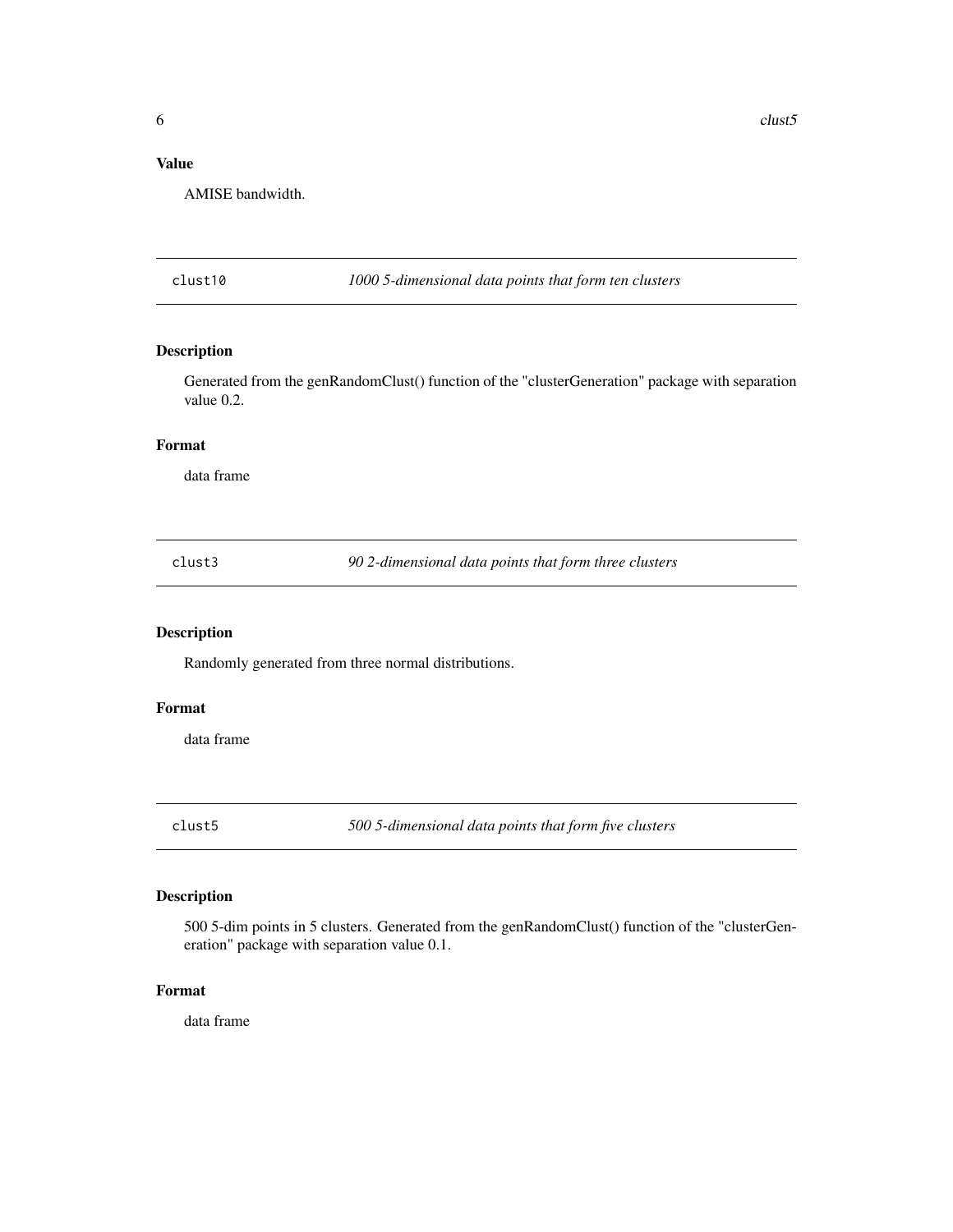### Value

AMISE bandwidth.

---

## clust10 — *1000 5-dimensional data points that form ten clusters*

### Description

Generated from the genRandomClust() function of the "clusterGeneration" package with separation value 0.2.

### Format

data frame

---

## clust3 — *90 2-dimensional data points that form three clusters*

### Description

Randomly generated from three normal distributions.

### Format

data frame

---

## clust5 — *500 5-dimensional data points that form five clusters*

### Description

500 5-dim points in 5 clusters. Generated from the genRandomClust() function of the "clusterGeneration" package with separation value 0.1.

### Format

data frame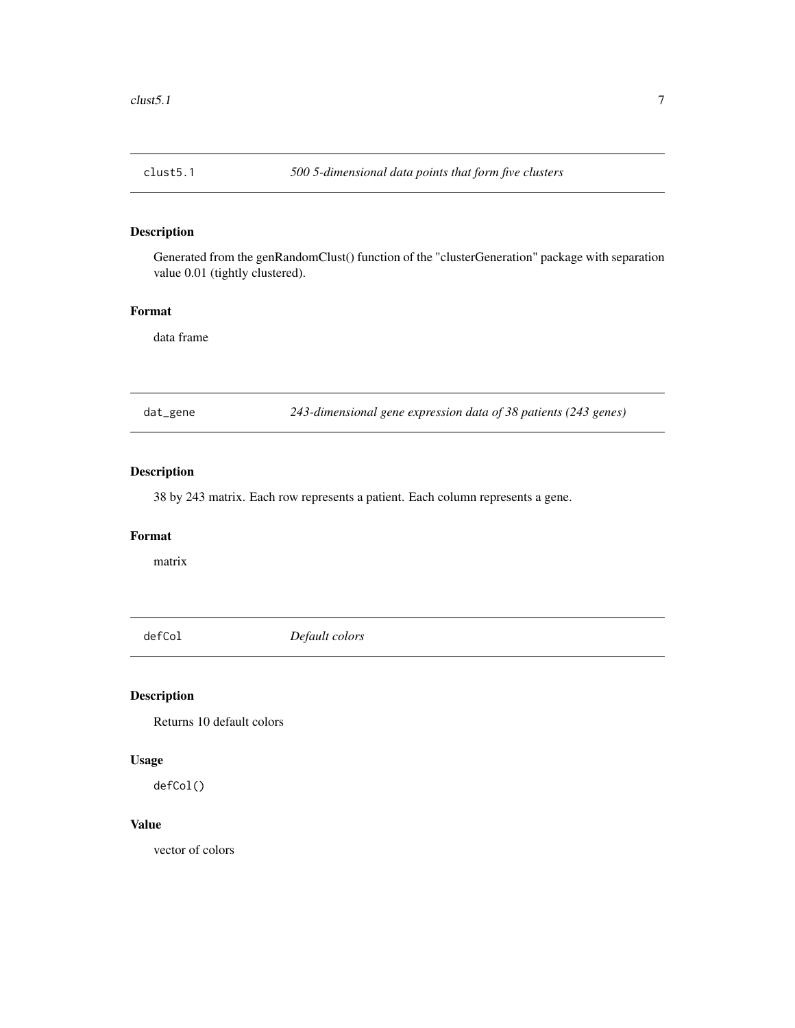## clust5.1 — *500 5-dimensional data points that form five clusters*

### Description

Generated from the genRandomClust() function of the "clusterGeneration" package with separation value 0.01 (tightly clustered).

### Format

data frame

## dat_gene — *243-dimensional gene expression data of 38 patients (243 genes)*

### Description

38 by 243 matrix. Each row represents a patient. Each column represents a gene.

### Format

matrix

## defCol — *Default colors*

### Description

Returns 10 default colors

### Usage

```
defCol()
```

### Value

vector of colors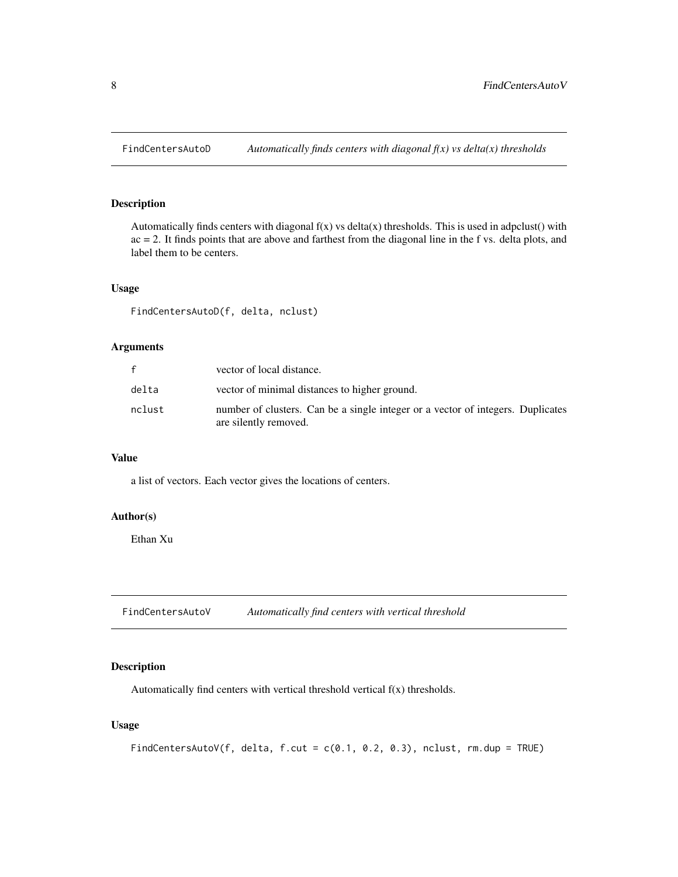## FindCentersAutoD *Automatically finds centers with diagonal f(x) vs delta(x) thresholds*

### Description

Automatically finds centers with diagonal f(x) vs delta(x) thresholds. This is used in adpclust() with ac = 2. It finds points that are above and farthest from the diagonal line in the f vs. delta plots, and label them to be centers.

### Usage

```
FindCentersAutoD(f, delta, nclust)
```

### Arguments

| | |
|---|---|
| f | vector of local distance. |
| delta | vector of minimal distances to higher ground. |
| nclust | number of clusters. Can be a single integer or a vector of integers. Duplicates are silently removed. |

### Value

a list of vectors. Each vector gives the locations of centers.

### Author(s)

Ethan Xu

## FindCentersAutoV *Automatically find centers with vertical threshold*

### Description

Automatically find centers with vertical threshold vertical f(x) thresholds.

### Usage

```
FindCentersAutoV(f, delta, f.cut = c(0.1, 0.2, 0.3), nclust, rm.dup = TRUE)
```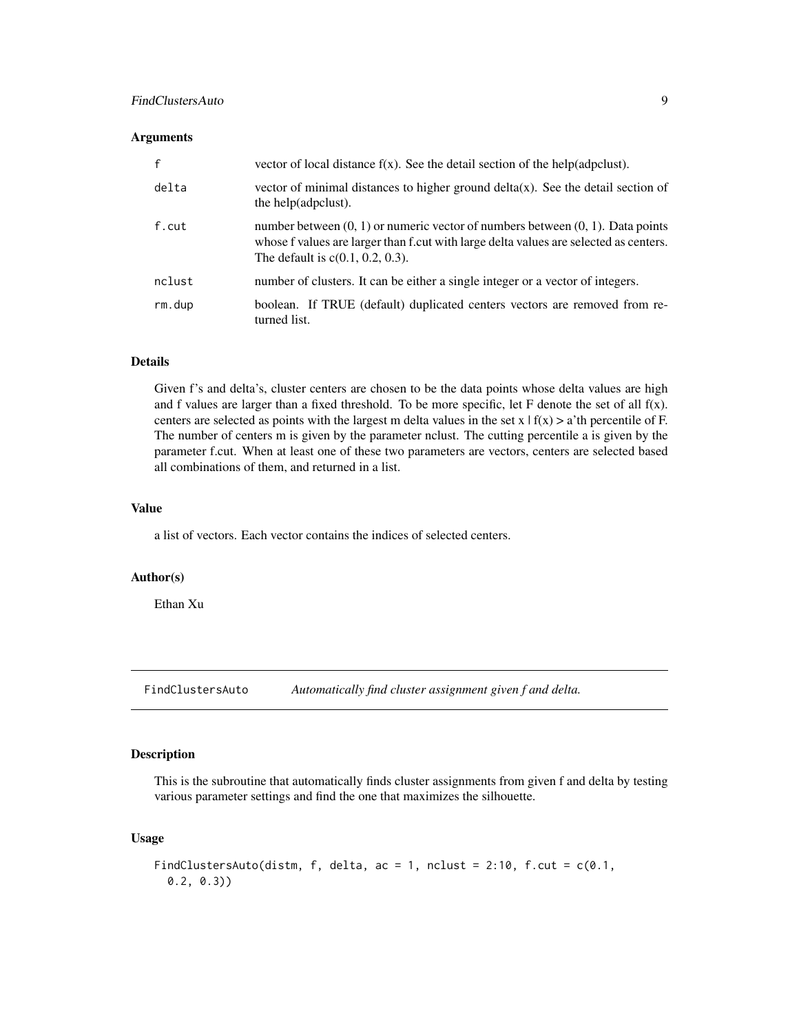### Arguments

| | |
|---|---|
| f | vector of local distance f(x). See the detail section of the help(adpclust). |
| delta | vector of minimal distances to higher ground delta(x). See the detail section of the help(adpclust). |
| f.cut | number between (0, 1) or numeric vector of numbers between (0, 1). Data points whose f values are larger than f.cut with large delta values are selected as centers. The default is c(0.1, 0.2, 0.3). |
| nclust | number of clusters. It can be either a single integer or a vector of integers. |
| rm.dup | boolean. If TRUE (default) duplicated centers vectors are removed from returned list. |

### Details

Given f's and delta's, cluster centers are chosen to be the data points whose delta values are high and f values are larger than a fixed threshold. To be more specific, let F denote the set of all f(x). centers are selected as points with the largest m delta values in the set x | f(x) > a'th percentile of F. The number of centers m is given by the parameter nclust. The cutting percentile a is given by the parameter f.cut. When at least one of these two parameters are vectors, centers are selected based all combinations of them, and returned in a list.

### Value

a list of vectors. Each vector contains the indices of selected centers.

### Author(s)

Ethan Xu

---

## FindClustersAuto *Automatically find cluster assignment given f and delta.*

### Description

This is the subroutine that automatically finds cluster assignments from given f and delta by testing various parameter settings and find the one that maximizes the silhouette.

### Usage

```
FindClustersAuto(distm, f, delta, ac = 1, nclust = 2:10, f.cut = c(0.1,
  0.2, 0.3))
```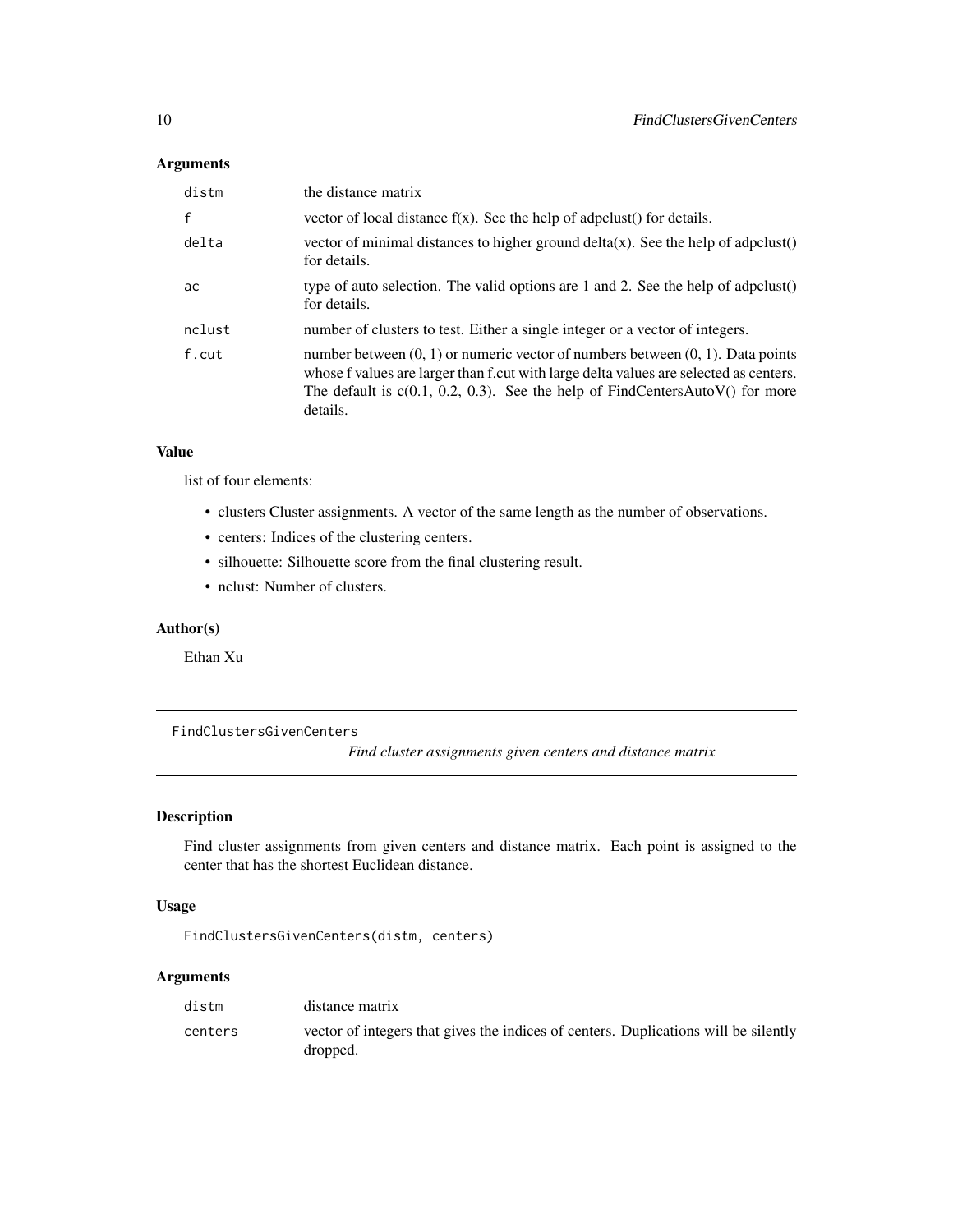### Arguments

| | |
|---|---|
| distm | the distance matrix |
| f | vector of local distance f(x). See the help of adpclust() for details. |
| delta | vector of minimal distances to higher ground delta(x). See the help of adpclust() for details. |
| ac | type of auto selection. The valid options are 1 and 2. See the help of adpclust() for details. |
| nclust | number of clusters to test. Either a single integer or a vector of integers. |
| f.cut | number between (0, 1) or numeric vector of numbers between (0, 1). Data points whose f values are larger than f.cut with large delta values are selected as centers. The default is c(0.1, 0.2, 0.3). See the help of FindCentersAutoV() for more details. |

### Value

list of four elements:

- clusters Cluster assignments. A vector of the same length as the number of observations.
- centers: Indices of the clustering centers.
- silhouette: Silhouette score from the final clustering result.
- nclust: Number of clusters.

### Author(s)

Ethan Xu

---

## FindClustersGivenCenters

*Find cluster assignments given centers and distance matrix*

---

### Description

Find cluster assignments from given centers and distance matrix. Each point is assigned to the center that has the shortest Euclidean distance.

### Usage

```
FindClustersGivenCenters(distm, centers)
```

### Arguments

| | |
|---|---|
| distm | distance matrix |
| centers | vector of integers that gives the indices of centers. Duplications will be silently dropped. |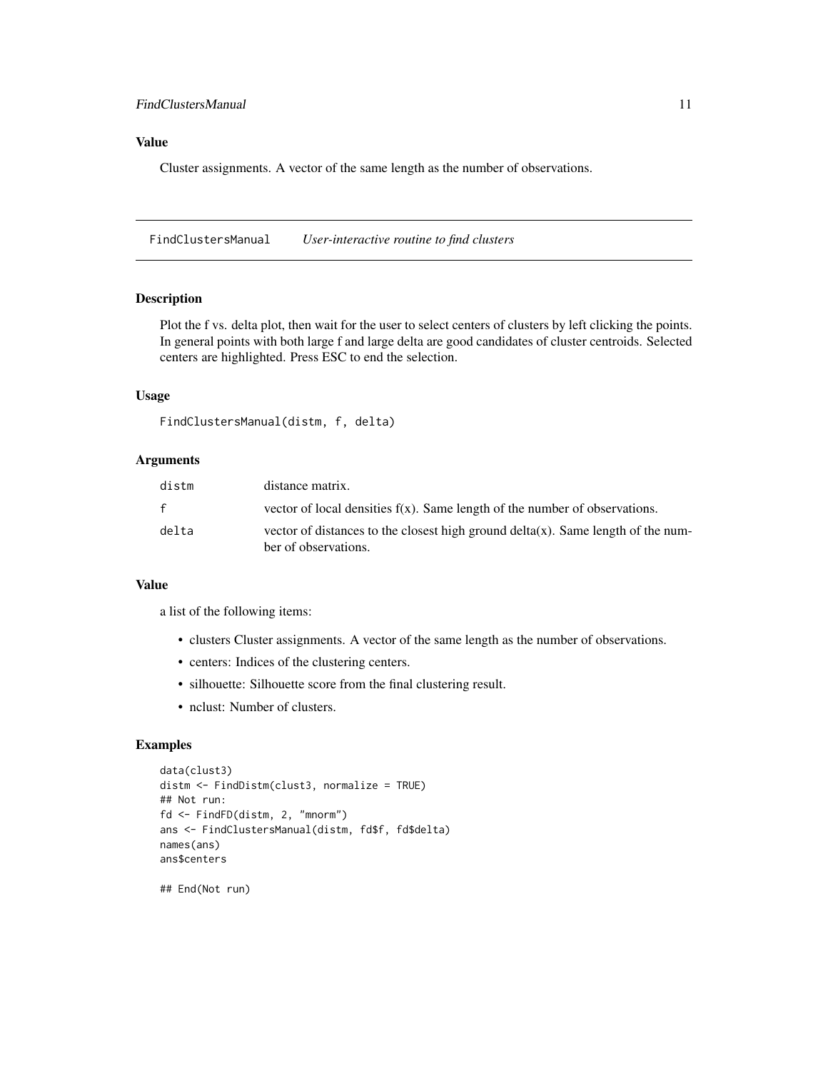### Value

Cluster assignments. A vector of the same length as the number of observations.

---

## FindClustersManual &nbsp;&nbsp;&nbsp; *User-interactive routine to find clusters*

### Description

Plot the f vs. delta plot, then wait for the user to select centers of clusters by left clicking the points. In general points with both large f and large delta are good candidates of cluster centroids. Selected centers are highlighted. Press ESC to end the selection.

### Usage

```
FindClustersManual(distm, f, delta)
```

### Arguments

| | |
|---|---|
| `distm` | distance matrix. |
| `f` | vector of local densities f(x). Same length of the number of observations. |
| `delta` | vector of distances to the closest high ground delta(x). Same length of the number of observations. |

### Value

a list of the following items:

- clusters Cluster assignments. A vector of the same length as the number of observations.
- centers: Indices of the clustering centers.
- silhouette: Silhouette score from the final clustering result.
- nclust: Number of clusters.

### Examples

```
data(clust3)
distm <- FindDistm(clust3, normalize = TRUE)
## Not run:
fd <- FindFD(distm, 2, "mnorm")
ans <- FindClustersManual(distm, fd$f, fd$delta)
names(ans)
ans$centers

## End(Not run)
```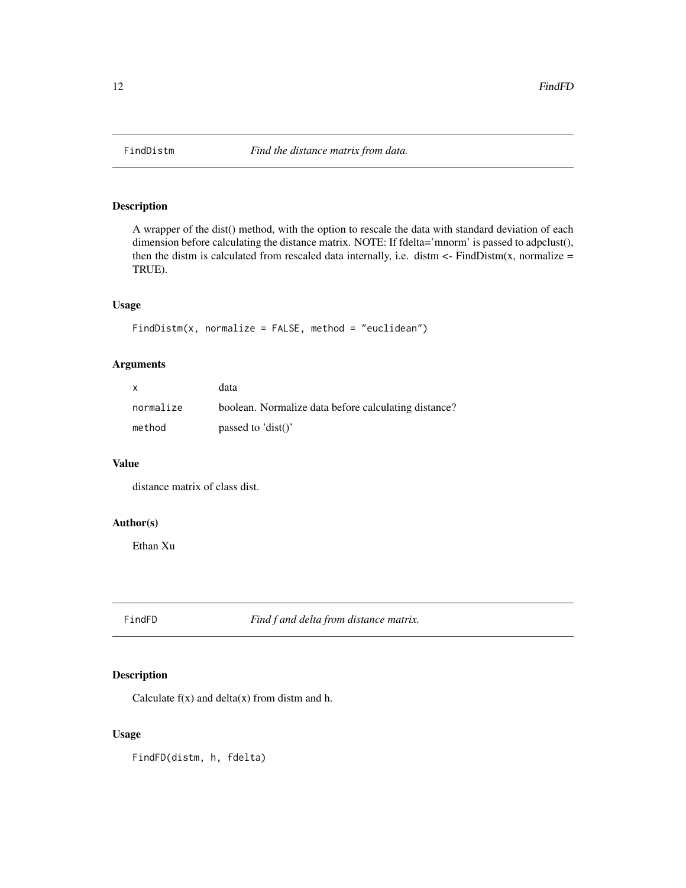## FindDistm *Find the distance matrix from data.*

### Description

A wrapper of the dist() method, with the option to rescale the data with standard deviation of each dimension before calculating the distance matrix. NOTE: If fdelta='mnorm' is passed to adpclust(), then the distm is calculated from rescaled data internally, i.e. distm <- FindDistm(x, normalize = TRUE).

### Usage

```
FindDistm(x, normalize = FALSE, method = "euclidean")
```

### Arguments

| | |
|---|---|
| `x` | data |
| `normalize` | boolean. Normalize data before calculating distance? |
| `method` | passed to 'dist()' |

### Value

distance matrix of class dist.

### Author(s)

Ethan Xu

## FindFD *Find f and delta from distance matrix.*

### Description

Calculate f(x) and delta(x) from distm and h.

### Usage

```
FindFD(distm, h, fdelta)
```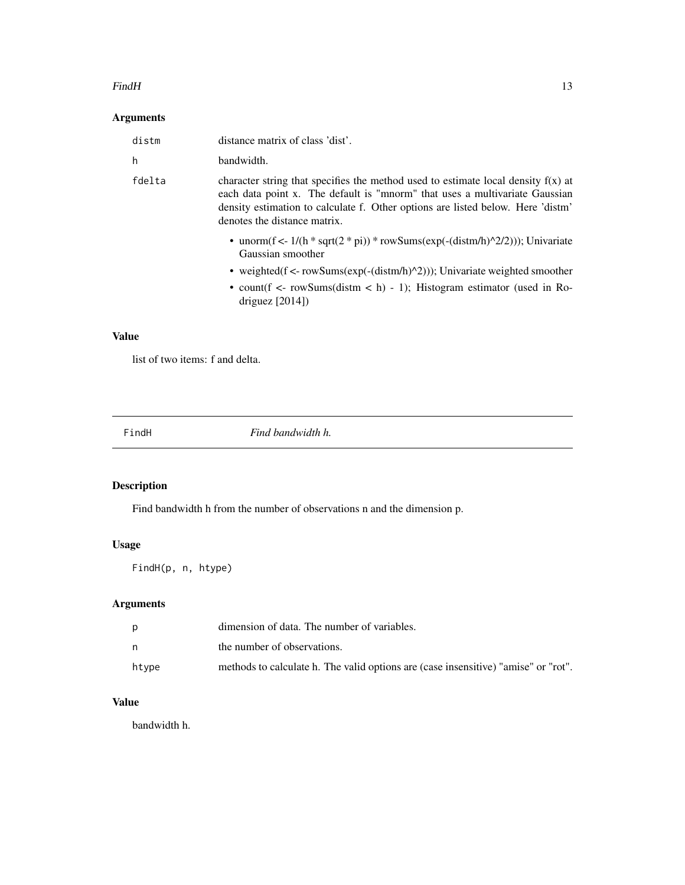### Arguments

| | |
|---|---|
| distm | distance matrix of class 'dist'. |
| h | bandwidth. |
| fdelta | character string that specifies the method used to estimate local density f(x) at each data point x. The default is "mnorm" that uses a multivariate Gaussian density estimation to calculate f. Other options are listed below. Here 'distm' denotes the distance matrix. |

- unorm(f <- 1/(h * sqrt(2 * pi)) * rowSums(exp(-(distm/h)^2/2))); Univariate Gaussian smoother
- weighted(f <- rowSums(exp(-(distm/h)^2))); Univariate weighted smoother
- count(f <- rowSums(distm < h) - 1); Histogram estimator (used in Rodriguez [2014])

### Value

list of two items: f and delta.

---

## FindH — *Find bandwidth h.*

### Description

Find bandwidth h from the number of observations n and the dimension p.

### Usage

```
FindH(p, n, htype)
```

### Arguments

| | |
|---|---|
| p | dimension of data. The number of variables. |
| n | the number of observations. |
| htype | methods to calculate h. The valid options are (case insensitive) "amise" or "rot". |

### Value

bandwidth h.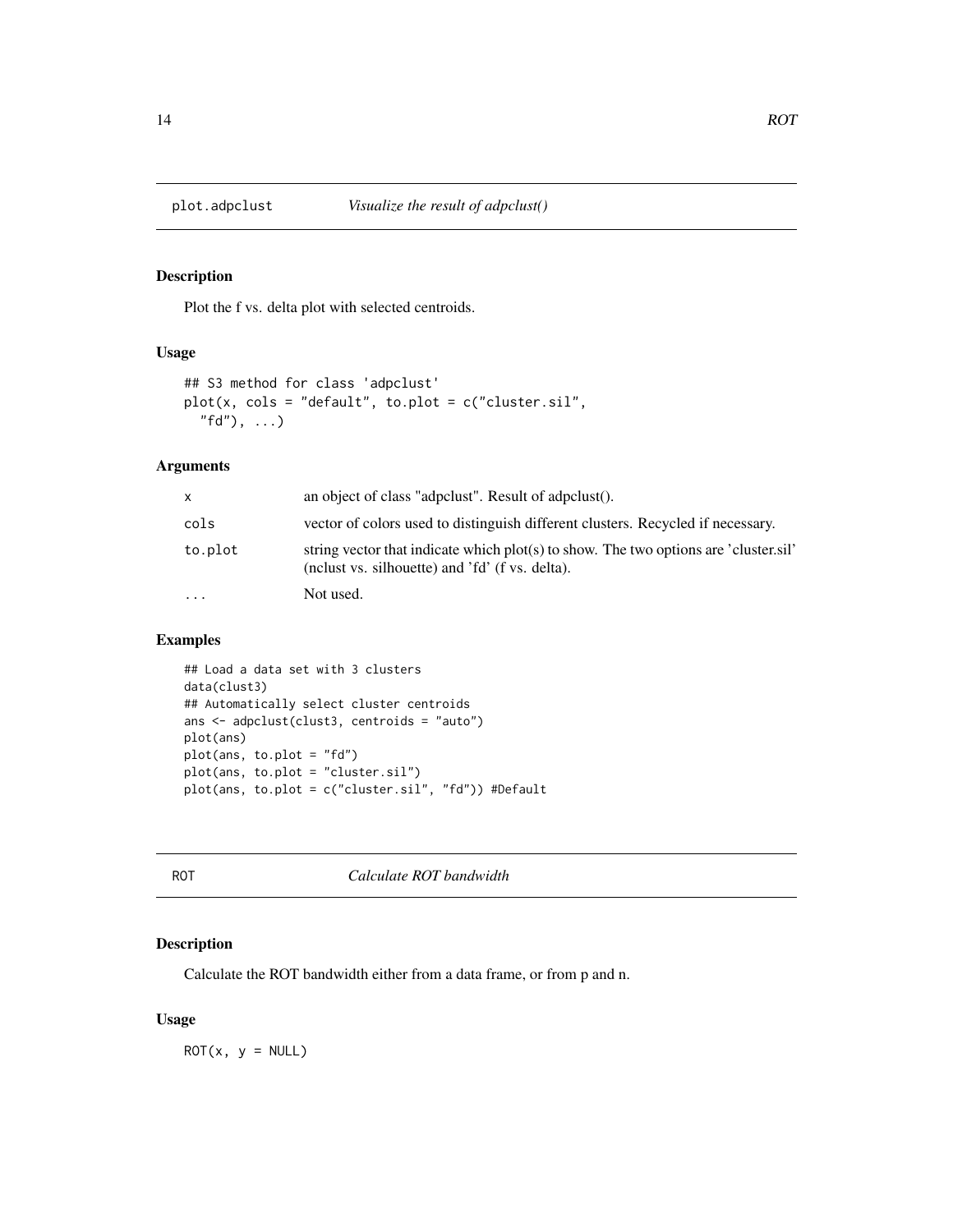## plot.adpclust *Visualize the result of adpclust()*

### Description

Plot the f vs. delta plot with selected centroids.

### Usage

```
## S3 method for class 'adpclust'
plot(x, cols = "default", to.plot = c("cluster.sil",
  "fd"), ...)
```

### Arguments

| | |
|---|---|
| x | an object of class "adpclust". Result of adpclust(). |
| cols | vector of colors used to distinguish different clusters. Recycled if necessary. |
| to.plot | string vector that indicate which plot(s) to show. The two options are 'cluster.sil' (nclust vs. silhouette) and 'fd' (f vs. delta). |
| ... | Not used. |

### Examples

```
## Load a data set with 3 clusters
data(clust3)
## Automatically select cluster centroids
ans <- adpclust(clust3, centroids = "auto")
plot(ans)
plot(ans, to.plot = "fd")
plot(ans, to.plot = "cluster.sil")
plot(ans, to.plot = c("cluster.sil", "fd")) #Default
```

## ROT *Calculate ROT bandwidth*

### Description

Calculate the ROT bandwidth either from a data frame, or from p and n.

### Usage

```
ROT(x, y = NULL)
```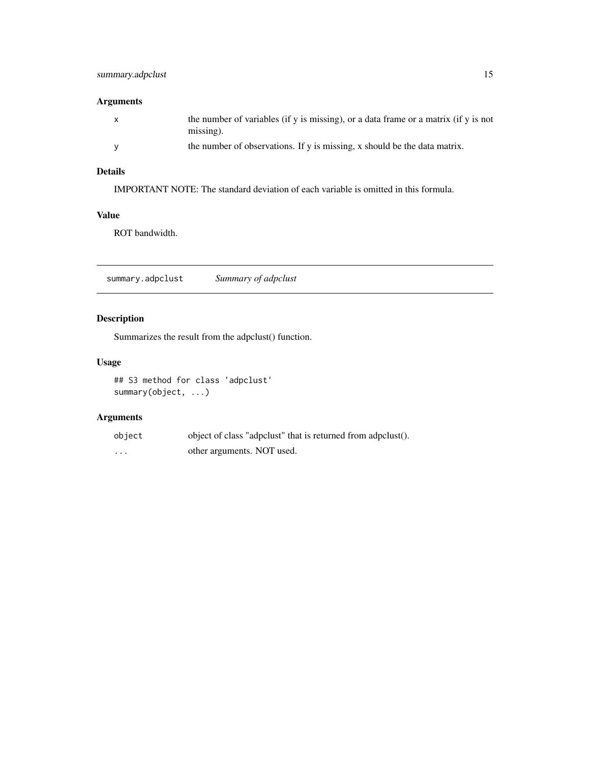## Arguments

| | |
|---|---|
| `x` | the number of variables (if y is missing), or a data frame or a matrix (if y is not missing). |
| `y` | the number of observations. If y is missing, x should be the data matrix. |

## Details

IMPORTANT NOTE: The standard deviation of each variable is omitted in this formula.

## Value

ROT bandwidth.

---

# summary.adpclust *Summary of adpclust*

## Description

Summarizes the result from the adpclust() function.

## Usage

```
## S3 method for class 'adpclust'
summary(object, ...)
```

## Arguments

| | |
|---|---|
| `object` | object of class "adpclust" that is returned from adpclust(). |
| `...` | other arguments. NOT used. |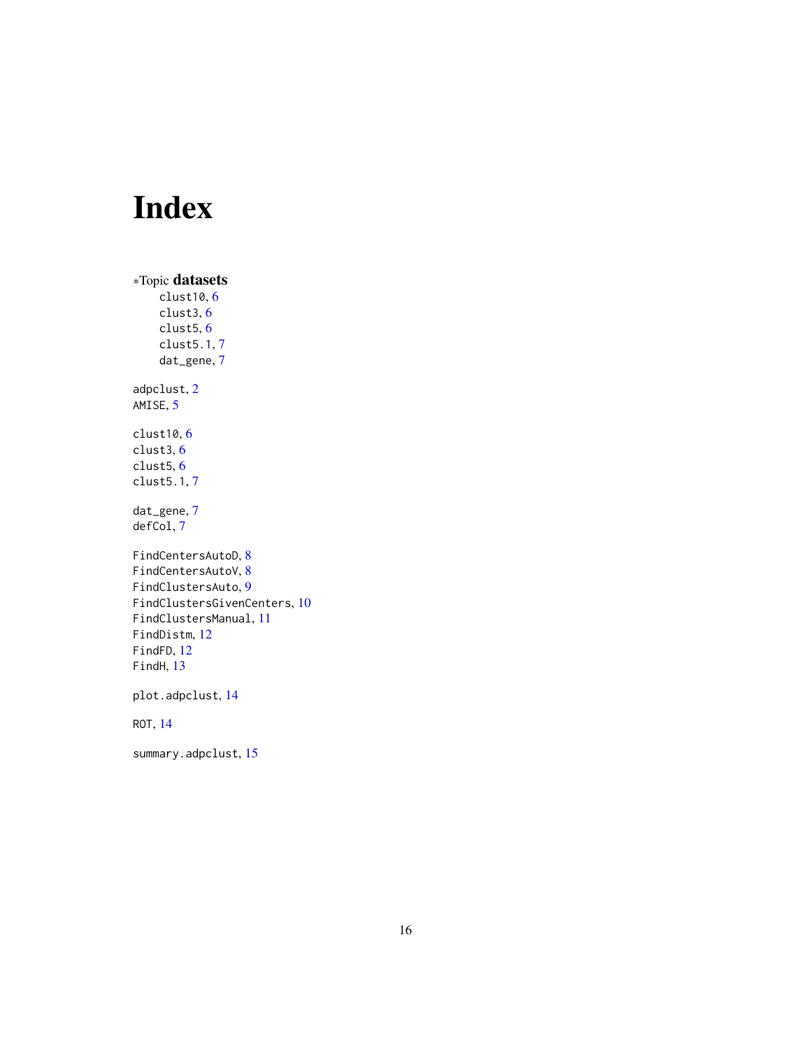# Index

*Topic **datasets**

- clust10, 6
- clust3, 6
- clust5, 6
- clust5.1, 7
- dat_gene, 7

adpclust, 2
AMISE, 5

clust10, 6
clust3, 6
clust5, 6
clust5.1, 7

dat_gene, 7
defCol, 7

FindCentersAutoD, 8
FindCentersAutoV, 8
FindClustersAuto, 9
FindClustersGivenCenters, 10
FindClustersManual, 11
FindDistm, 12
FindFD, 12
FindH, 13

plot.adpclust, 14

ROT, 14

summary.adpclust, 15